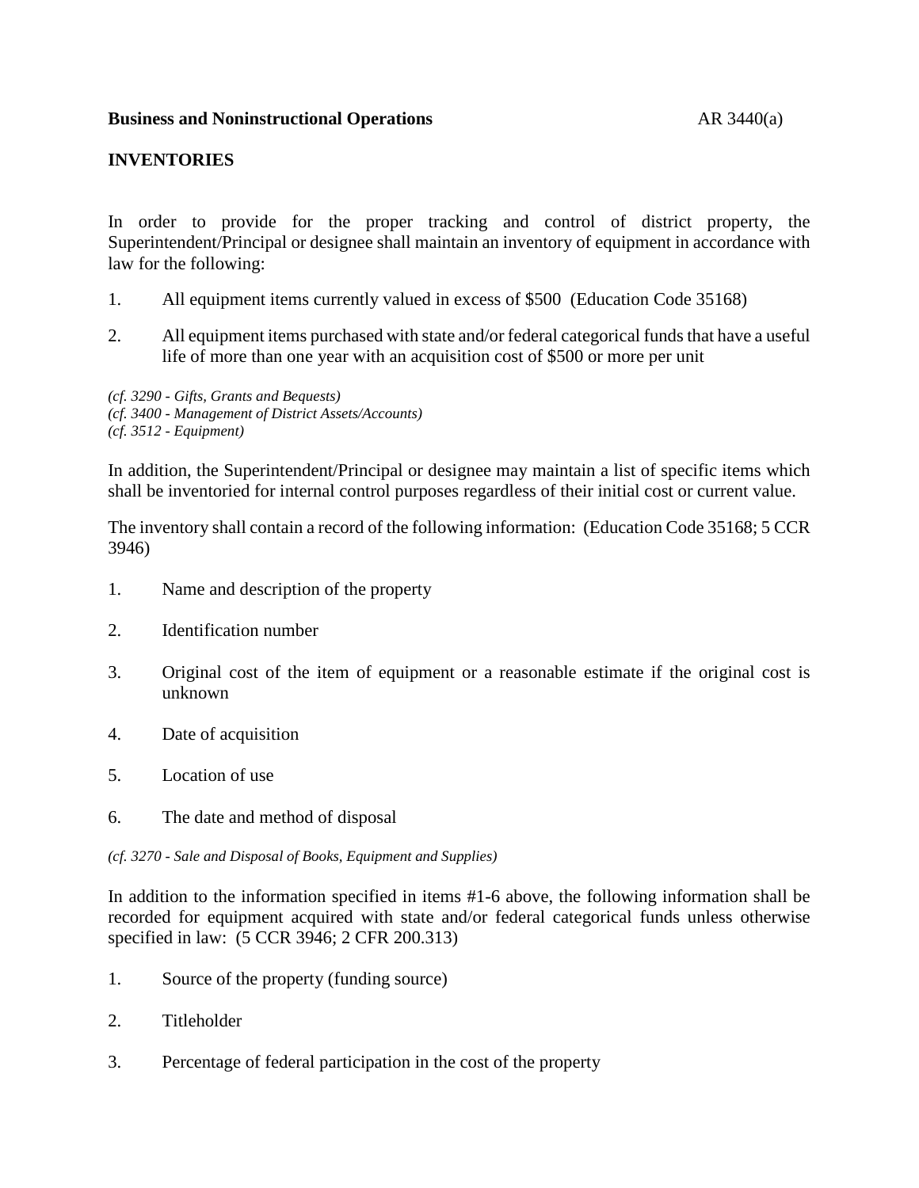**Business and Noninstructional Operations** AR 3440(a)

## INVENTORIES

In order to provide for the proper tracking and control of district property, the Superintendent/Principal or designee shall maintain an inventory of equipment in accordance with law for the following:

1. All equipment items currently valued in excess of $500 (Education Code 35168)

2. All equipment items purchased with state and/or federal categorical funds that have a useful life of more than one year with an acquisition cost of $500 or more per unit

*(cf. 3290 - Gifts, Grants and Bequests)*
*(cf. 3400 - Management of District Assets/Accounts)*
*(cf. 3512 - Equipment)*

In addition, the Superintendent/Principal or designee may maintain a list of specific items which shall be inventoried for internal control purposes regardless of their initial cost or current value.

The inventory shall contain a record of the following information: (Education Code 35168; 5 CCR 3946)

1. Name and description of the property

2. Identification number

3. Original cost of the item of equipment or a reasonable estimate if the original cost is unknown

4. Date of acquisition

5. Location of use

6. The date and method of disposal

*(cf. 3270 - Sale and Disposal of Books, Equipment and Supplies)*

In addition to the information specified in items #1-6 above, the following information shall be recorded for equipment acquired with state and/or federal categorical funds unless otherwise specified in law: (5 CCR 3946; 2 CFR 200.313)

1. Source of the property (funding source)

2. Titleholder

3. Percentage of federal participation in the cost of the property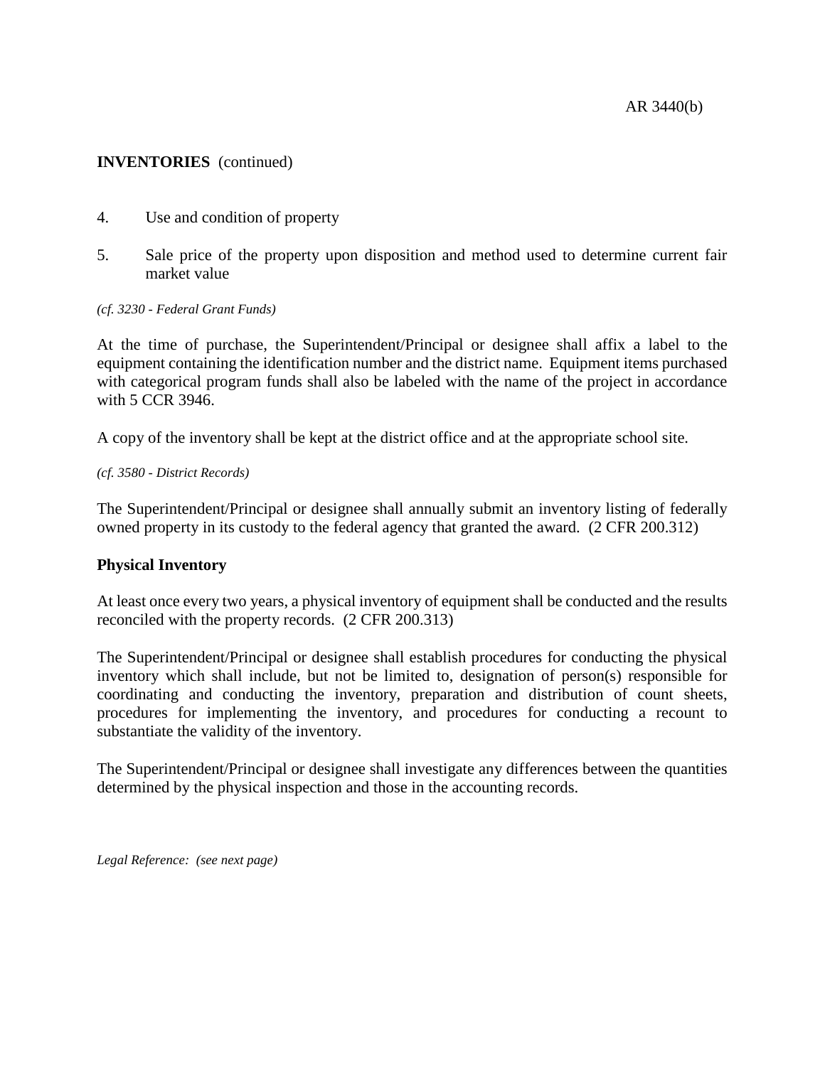**INVENTORIES** (continued)

4. Use and condition of property

5. Sale price of the property upon disposition and method used to determine current fair market value

*(cf. 3230 - Federal Grant Funds)*

At the time of purchase, the Superintendent/Principal or designee shall affix a label to the equipment containing the identification number and the district name. Equipment items purchased with categorical program funds shall also be labeled with the name of the project in accordance with 5 CCR 3946.

A copy of the inventory shall be kept at the district office and at the appropriate school site.

*(cf. 3580 - District Records)*

The Superintendent/Principal or designee shall annually submit an inventory listing of federally owned property in its custody to the federal agency that granted the award. (2 CFR 200.312)

**Physical Inventory**

At least once every two years, a physical inventory of equipment shall be conducted and the results reconciled with the property records. (2 CFR 200.313)

The Superintendent/Principal or designee shall establish procedures for conducting the physical inventory which shall include, but not be limited to, designation of person(s) responsible for coordinating and conducting the inventory, preparation and distribution of count sheets, procedures for implementing the inventory, and procedures for conducting a recount to substantiate the validity of the inventory.

The Superintendent/Principal or designee shall investigate any differences between the quantities determined by the physical inspection and those in the accounting records.

*Legal Reference: (see next page)*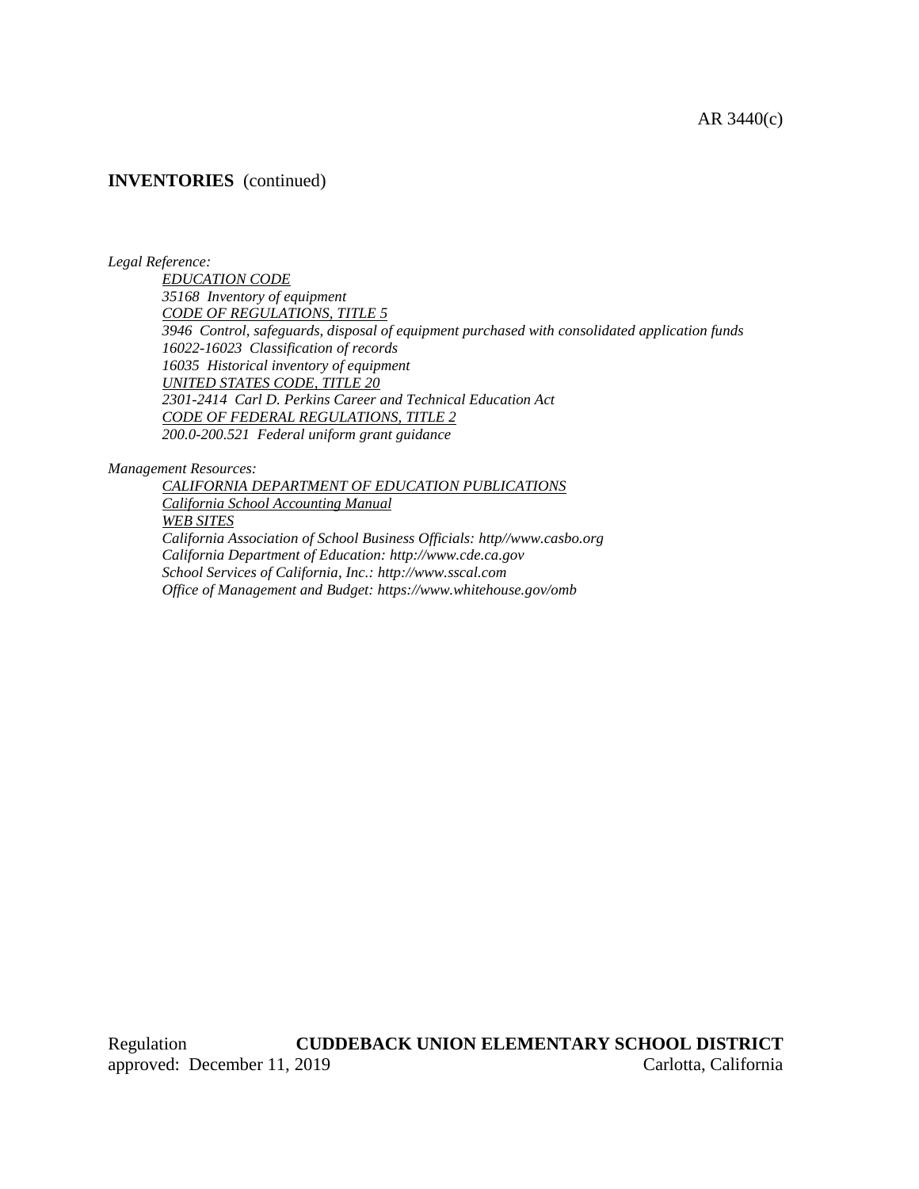**INVENTORIES** (continued)

*Legal Reference:*

*EDUCATION CODE*
*35168 Inventory of equipment*
*CODE OF REGULATIONS, TITLE 5*
*3946 Control, safeguards, disposal of equipment purchased with consolidated application funds*
*16022-16023 Classification of records*
*16035 Historical inventory of equipment*
*UNITED STATES CODE, TITLE 20*
*2301-2414 Carl D. Perkins Career and Technical Education Act*
*CODE OF FEDERAL REGULATIONS, TITLE 2*
*200.0-200.521 Federal uniform grant guidance*

*Management Resources:*

*CALIFORNIA DEPARTMENT OF EDUCATION PUBLICATIONS*
*California School Accounting Manual*
*WEB SITES*
*California Association of School Business Officials: http//www.casbo.org*
*California Department of Education: http://www.cde.ca.gov*
*School Services of California, Inc.: http://www.sscal.com*
*Office of Management and Budget: https://www.whitehouse.gov/omb*

Regulation approved: December 11, 2019

**CUDDEBACK UNION ELEMENTARY SCHOOL DISTRICT**
Carlotta, California